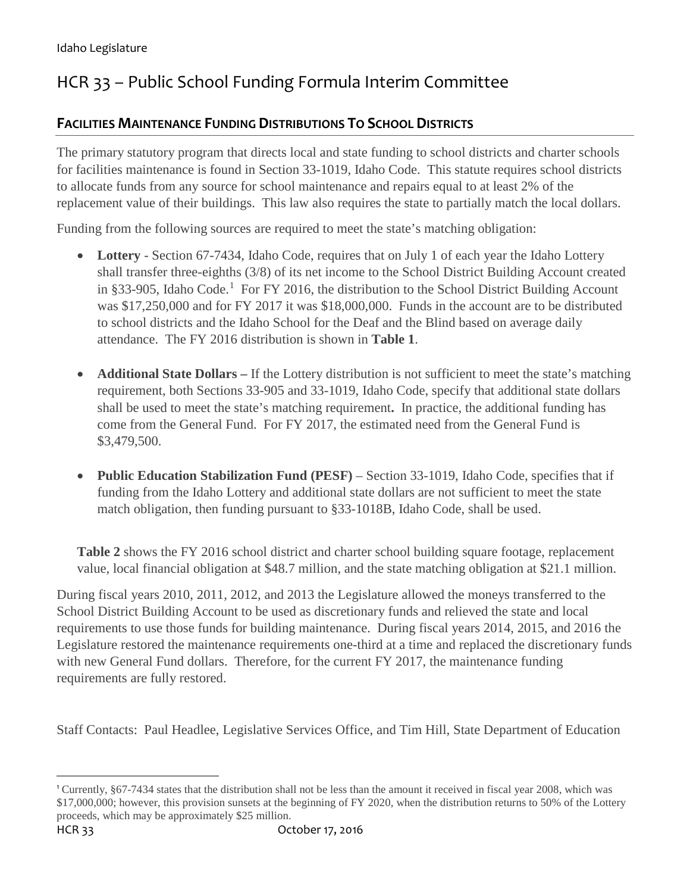Idaho Legislature

# HCR 33 – Public School Funding Formula Interim Committee

## FACILITIES MAINTENANCE FUNDING DISTRIBUTIONS TO SCHOOL DISTRICTS

The primary statutory program that directs local and state funding to school districts and charter schools for facilities maintenance is found in Section 33-1019, Idaho Code. This statute requires school districts to allocate funds from any source for school maintenance and repairs equal to at least 2% of the replacement value of their buildings. This law also requires the state to partially match the local dollars.

Funding from the following sources are required to meet the state's matching obligation:

- **Lottery** - Section 67-7434, Idaho Code, requires that on July 1 of each year the Idaho Lottery shall transfer three-eighths (3/8) of its net income to the School District Building Account created in §33-905, Idaho Code.[1] For FY 2016, the distribution to the School District Building Account was $17,250,000 and for FY 2017 it was $18,000,000. Funds in the account are to be distributed to school districts and the Idaho School for the Deaf and the Blind based on average daily attendance. The FY 2016 distribution is shown in **Table 1**.

- **Additional State Dollars –** If the Lottery distribution is not sufficient to meet the state's matching requirement, both Sections 33-905 and 33-1019, Idaho Code, specify that additional state dollars shall be used to meet the state's matching requirement**.** In practice, the additional funding has come from the General Fund. For FY 2017, the estimated need from the General Fund is $3,479,500.

- **Public Education Stabilization Fund (PESF)** – Section 33-1019, Idaho Code, specifies that if funding from the Idaho Lottery and additional state dollars are not sufficient to meet the state match obligation, then funding pursuant to §33-1018B, Idaho Code, shall be used.

**Table 2** shows the FY 2016 school district and charter school building square footage, replacement value, local financial obligation at $48.7 million, and the state matching obligation at $21.1 million.

During fiscal years 2010, 2011, 2012, and 2013 the Legislature allowed the moneys transferred to the School District Building Account to be used as discretionary funds and relieved the state and local requirements to use those funds for building maintenance. During fiscal years 2014, 2015, and 2016 the Legislature restored the maintenance requirements one-third at a time and replaced the discretionary funds with new General Fund dollars. Therefore, for the current FY 2017, the maintenance funding requirements are fully restored.

Staff Contacts: Paul Headlee, Legislative Services Office, and Tim Hill, State Department of Education

---

[1] Currently, §67-7434 states that the distribution shall not be less than the amount it received in fiscal year 2008, which was $17,000,000; however, this provision sunsets at the beginning of FY 2020, when the distribution returns to 50% of the Lottery proceeds, which may be approximately $25 million.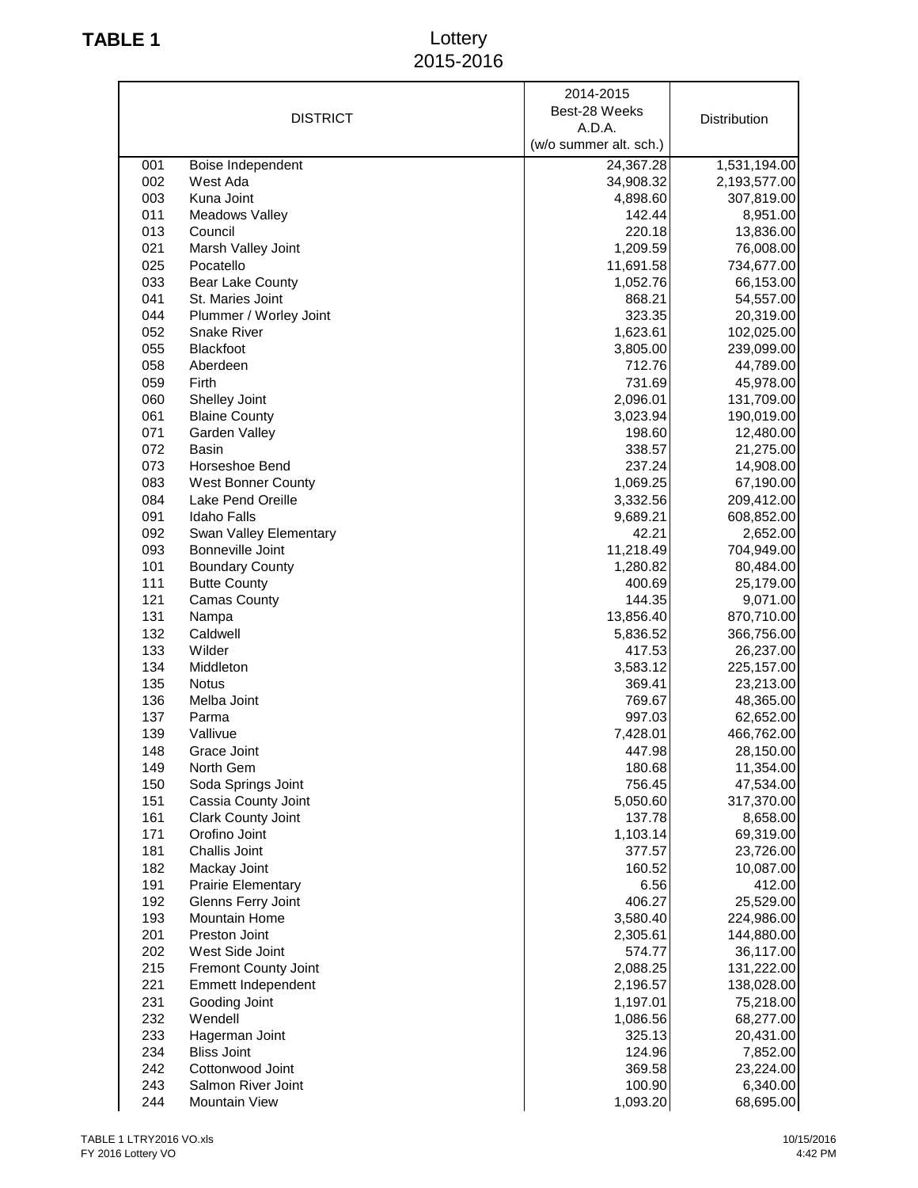**TABLE 1**

# Lottery
## 2015-2016

| | DISTRICT | 2014-2015 Best-28 Weeks A.D.A. (w/o summer alt. sch.) | Distribution |
|---|---|---|---|
| 001 | Boise Independent | 24,367.28 | 1,531,194.00 |
| 002 | West Ada | 34,908.32 | 2,193,577.00 |
| 003 | Kuna Joint | 4,898.60 | 307,819.00 |
| 011 | Meadows Valley | 142.44 | 8,951.00 |
| 013 | Council | 220.18 | 13,836.00 |
| 021 | Marsh Valley Joint | 1,209.59 | 76,008.00 |
| 025 | Pocatello | 11,691.58 | 734,677.00 |
| 033 | Bear Lake County | 1,052.76 | 66,153.00 |
| 041 | St. Maries Joint | 868.21 | 54,557.00 |
| 044 | Plummer / Worley Joint | 323.35 | 20,319.00 |
| 052 | Snake River | 1,623.61 | 102,025.00 |
| 055 | Blackfoot | 3,805.00 | 239,099.00 |
| 058 | Aberdeen | 712.76 | 44,789.00 |
| 059 | Firth | 731.69 | 45,978.00 |
| 060 | Shelley Joint | 2,096.01 | 131,709.00 |
| 061 | Blaine County | 3,023.94 | 190,019.00 |
| 071 | Garden Valley | 198.60 | 12,480.00 |
| 072 | Basin | 338.57 | 21,275.00 |
| 073 | Horseshoe Bend | 237.24 | 14,908.00 |
| 083 | West Bonner County | 1,069.25 | 67,190.00 |
| 084 | Lake Pend Oreille | 3,332.56 | 209,412.00 |
| 091 | Idaho Falls | 9,689.21 | 608,852.00 |
| 092 | Swan Valley Elementary | 42.21 | 2,652.00 |
| 093 | Bonneville Joint | 11,218.49 | 704,949.00 |
| 101 | Boundary County | 1,280.82 | 80,484.00 |
| 111 | Butte County | 400.69 | 25,179.00 |
| 121 | Camas County | 144.35 | 9,071.00 |
| 131 | Nampa | 13,856.40 | 870,710.00 |
| 132 | Caldwell | 5,836.52 | 366,756.00 |
| 133 | Wilder | 417.53 | 26,237.00 |
| 134 | Middleton | 3,583.12 | 225,157.00 |
| 135 | Notus | 369.41 | 23,213.00 |
| 136 | Melba Joint | 769.67 | 48,365.00 |
| 137 | Parma | 997.03 | 62,652.00 |
| 139 | Vallivue | 7,428.01 | 466,762.00 |
| 148 | Grace Joint | 447.98 | 28,150.00 |
| 149 | North Gem | 180.68 | 11,354.00 |
| 150 | Soda Springs Joint | 756.45 | 47,534.00 |
| 151 | Cassia County Joint | 5,050.60 | 317,370.00 |
| 161 | Clark County Joint | 137.78 | 8,658.00 |
| 171 | Orofino Joint | 1,103.14 | 69,319.00 |
| 181 | Challis Joint | 377.57 | 23,726.00 |
| 182 | Mackay Joint | 160.52 | 10,087.00 |
| 191 | Prairie Elementary | 6.56 | 412.00 |
| 192 | Glenns Ferry Joint | 406.27 | 25,529.00 |
| 193 | Mountain Home | 3,580.40 | 224,986.00 |
| 201 | Preston Joint | 2,305.61 | 144,880.00 |
| 202 | West Side Joint | 574.77 | 36,117.00 |
| 215 | Fremont County Joint | 2,088.25 | 131,222.00 |
| 221 | Emmett Independent | 2,196.57 | 138,028.00 |
| 231 | Gooding Joint | 1,197.01 | 75,218.00 |
| 232 | Wendell | 1,086.56 | 68,277.00 |
| 233 | Hagerman Joint | 325.13 | 20,431.00 |
| 234 | Bliss Joint | 124.96 | 7,852.00 |
| 242 | Cottonwood Joint | 369.58 | 23,224.00 |
| 243 | Salmon River Joint | 100.90 | 6,340.00 |
| 244 | Mountain View | 1,093.20 | 68,695.00 |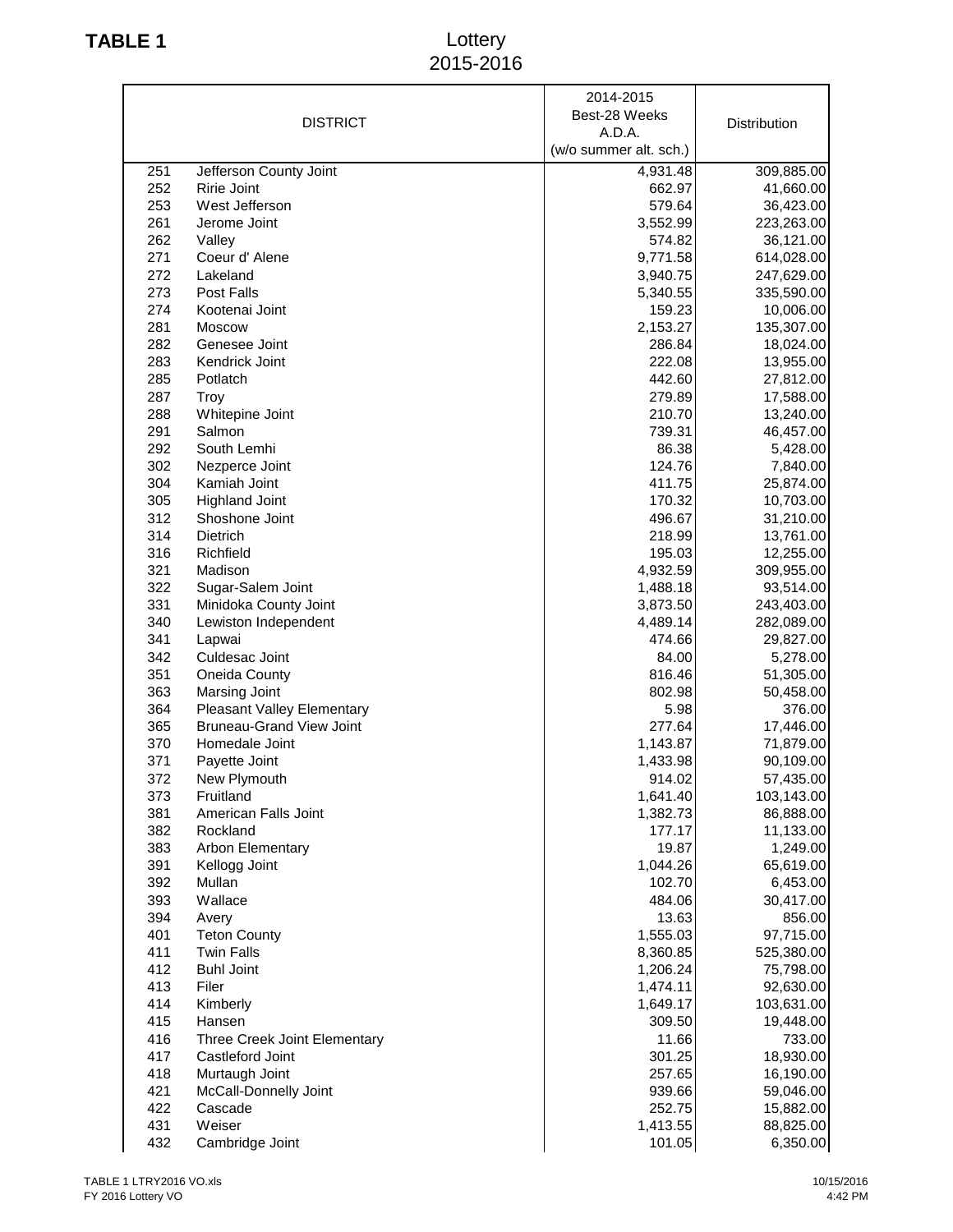**TABLE 1**

# Lottery 2015-2016

| DISTRICT | | 2014-2015 Best-28 Weeks A.D.A. (w/o summer alt. sch.) | Distribution |
|---|---|---|---|
| 251 | Jefferson County Joint | 4,931.48 | 309,885.00 |
| 252 | Ririe Joint | 662.97 | 41,660.00 |
| 253 | West Jefferson | 579.64 | 36,423.00 |
| 261 | Jerome Joint | 3,552.99 | 223,263.00 |
| 262 | Valley | 574.82 | 36,121.00 |
| 271 | Coeur d' Alene | 9,771.58 | 614,028.00 |
| 272 | Lakeland | 3,940.75 | 247,629.00 |
| 273 | Post Falls | 5,340.55 | 335,590.00 |
| 274 | Kootenai Joint | 159.23 | 10,006.00 |
| 281 | Moscow | 2,153.27 | 135,307.00 |
| 282 | Genesee Joint | 286.84 | 18,024.00 |
| 283 | Kendrick Joint | 222.08 | 13,955.00 |
| 285 | Potlatch | 442.60 | 27,812.00 |
| 287 | Troy | 279.89 | 17,588.00 |
| 288 | Whitepine Joint | 210.70 | 13,240.00 |
| 291 | Salmon | 739.31 | 46,457.00 |
| 292 | South Lemhi | 86.38 | 5,428.00 |
| 302 | Nezperce Joint | 124.76 | 7,840.00 |
| 304 | Kamiah Joint | 411.75 | 25,874.00 |
| 305 | Highland Joint | 170.32 | 10,703.00 |
| 312 | Shoshone Joint | 496.67 | 31,210.00 |
| 314 | Dietrich | 218.99 | 13,761.00 |
| 316 | Richfield | 195.03 | 12,255.00 |
| 321 | Madison | 4,932.59 | 309,955.00 |
| 322 | Sugar-Salem Joint | 1,488.18 | 93,514.00 |
| 331 | Minidoka County Joint | 3,873.50 | 243,403.00 |
| 340 | Lewiston Independent | 4,489.14 | 282,089.00 |
| 341 | Lapwai | 474.66 | 29,827.00 |
| 342 | Culdesac Joint | 84.00 | 5,278.00 |
| 351 | Oneida County | 816.46 | 51,305.00 |
| 363 | Marsing Joint | 802.98 | 50,458.00 |
| 364 | Pleasant Valley Elementary | 5.98 | 376.00 |
| 365 | Bruneau-Grand View Joint | 277.64 | 17,446.00 |
| 370 | Homedale Joint | 1,143.87 | 71,879.00 |
| 371 | Payette Joint | 1,433.98 | 90,109.00 |
| 372 | New Plymouth | 914.02 | 57,435.00 |
| 373 | Fruitland | 1,641.40 | 103,143.00 |
| 381 | American Falls Joint | 1,382.73 | 86,888.00 |
| 382 | Rockland | 177.17 | 11,133.00 |
| 383 | Arbon Elementary | 19.87 | 1,249.00 |
| 391 | Kellogg Joint | 1,044.26 | 65,619.00 |
| 392 | Mullan | 102.70 | 6,453.00 |
| 393 | Wallace | 484.06 | 30,417.00 |
| 394 | Avery | 13.63 | 856.00 |
| 401 | Teton County | 1,555.03 | 97,715.00 |
| 411 | Twin Falls | 8,360.85 | 525,380.00 |
| 412 | Buhl Joint | 1,206.24 | 75,798.00 |
| 413 | Filer | 1,474.11 | 92,630.00 |
| 414 | Kimberly | 1,649.17 | 103,631.00 |
| 415 | Hansen | 309.50 | 19,448.00 |
| 416 | Three Creek Joint Elementary | 11.66 | 733.00 |
| 417 | Castleford Joint | 301.25 | 18,930.00 |
| 418 | Murtaugh Joint | 257.65 | 16,190.00 |
| 421 | McCall-Donnelly Joint | 939.66 | 59,046.00 |
| 422 | Cascade | 252.75 | 15,882.00 |
| 431 | Weiser | 1,413.55 | 88,825.00 |
| 432 | Cambridge Joint | 101.05 | 6,350.00 |

TABLE 1 LTRY2016 VO.xls
FY 2016 Lottery VO

10/15/2016
4:42 PM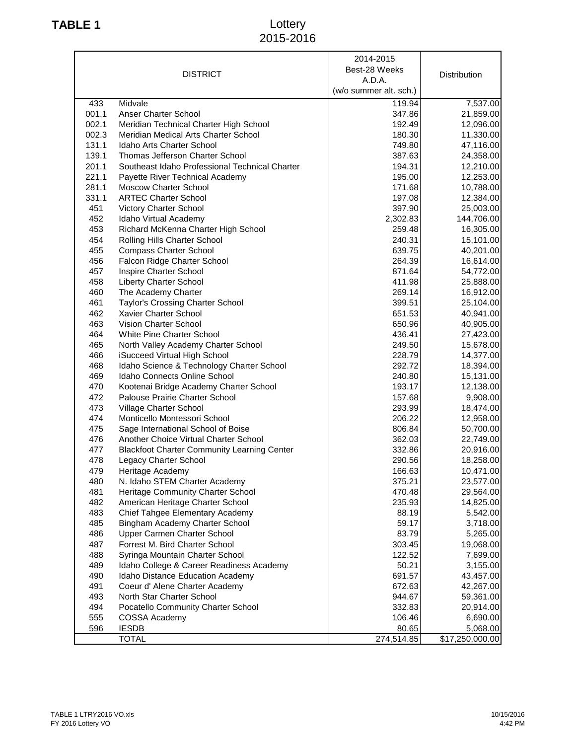**TABLE 1**

# Lottery
## 2015-2016

| DISTRICT | | 2014-2015 Best-28 Weeks A.D.A. (w/o summer alt. sch.) | Distribution |
|---|---|---|---|
| 433 | Midvale | 119.94 | 7,537.00 |
| 001.1 | Anser Charter School | 347.86 | 21,859.00 |
| 002.1 | Meridian Technical Charter High School | 192.49 | 12,096.00 |
| 002.3 | Meridian Medical Arts Charter School | 180.30 | 11,330.00 |
| 131.1 | Idaho Arts Charter School | 749.80 | 47,116.00 |
| 139.1 | Thomas Jefferson Charter School | 387.63 | 24,358.00 |
| 201.1 | Southeast Idaho Professional Technical Charter | 194.31 | 12,210.00 |
| 221.1 | Payette River Technical Academy | 195.00 | 12,253.00 |
| 281.1 | Moscow Charter School | 171.68 | 10,788.00 |
| 331.1 | ARTEC Charter School | 197.08 | 12,384.00 |
| 451 | Victory Charter School | 397.90 | 25,003.00 |
| 452 | Idaho Virtual Academy | 2,302.83 | 144,706.00 |
| 453 | Richard McKenna Charter High School | 259.48 | 16,305.00 |
| 454 | Rolling Hills Charter School | 240.31 | 15,101.00 |
| 455 | Compass Charter School | 639.75 | 40,201.00 |
| 456 | Falcon Ridge Charter School | 264.39 | 16,614.00 |
| 457 | Inspire Charter School | 871.64 | 54,772.00 |
| 458 | Liberty Charter School | 411.98 | 25,888.00 |
| 460 | The Academy Charter | 269.14 | 16,912.00 |
| 461 | Taylor's Crossing Charter School | 399.51 | 25,104.00 |
| 462 | Xavier Charter School | 651.53 | 40,941.00 |
| 463 | Vision Charter School | 650.96 | 40,905.00 |
| 464 | White Pine Charter School | 436.41 | 27,423.00 |
| 465 | North Valley Academy Charter School | 249.50 | 15,678.00 |
| 466 | iSucceed Virtual High School | 228.79 | 14,377.00 |
| 468 | Idaho Science & Technology Charter School | 292.72 | 18,394.00 |
| 469 | Idaho Connects Online School | 240.80 | 15,131.00 |
| 470 | Kootenai Bridge Academy Charter School | 193.17 | 12,138.00 |
| 472 | Palouse Prairie Charter School | 157.68 | 9,908.00 |
| 473 | Village Charter School | 293.99 | 18,474.00 |
| 474 | Monticello Montessori School | 206.22 | 12,958.00 |
| 475 | Sage International School of Boise | 806.84 | 50,700.00 |
| 476 | Another Choice Virtual Charter School | 362.03 | 22,749.00 |
| 477 | Blackfoot Charter Community Learning Center | 332.86 | 20,916.00 |
| 478 | Legacy Charter School | 290.56 | 18,258.00 |
| 479 | Heritage Academy | 166.63 | 10,471.00 |
| 480 | N. Idaho STEM Charter Academy | 375.21 | 23,577.00 |
| 481 | Heritage Community Charter School | 470.48 | 29,564.00 |
| 482 | American Heritage Charter School | 235.93 | 14,825.00 |
| 483 | Chief Tahgee Elementary Academy | 88.19 | 5,542.00 |
| 485 | Bingham Academy Charter School | 59.17 | 3,718.00 |
| 486 | Upper Carmen Charter School | 83.79 | 5,265.00 |
| 487 | Forrest M. Bird Charter School | 303.45 | 19,068.00 |
| 488 | Syringa Mountain Charter School | 122.52 | 7,699.00 |
| 489 | Idaho College & Career Readiness Academy | 50.21 | 3,155.00 |
| 490 | Idaho Distance Education Academy | 691.57 | 43,457.00 |
| 491 | Coeur d' Alene Charter Academy | 672.63 | 42,267.00 |
| 493 | North Star Charter School | 944.67 | 59,361.00 |
| 494 | Pocatello Community Charter School | 332.83 | 20,914.00 |
| 555 | COSSA Academy | 106.46 | 6,690.00 |
| 596 | IESDB | 80.65 | 5,068.00 |
| | TOTAL | 274,514.85 | $17,250,000.00 |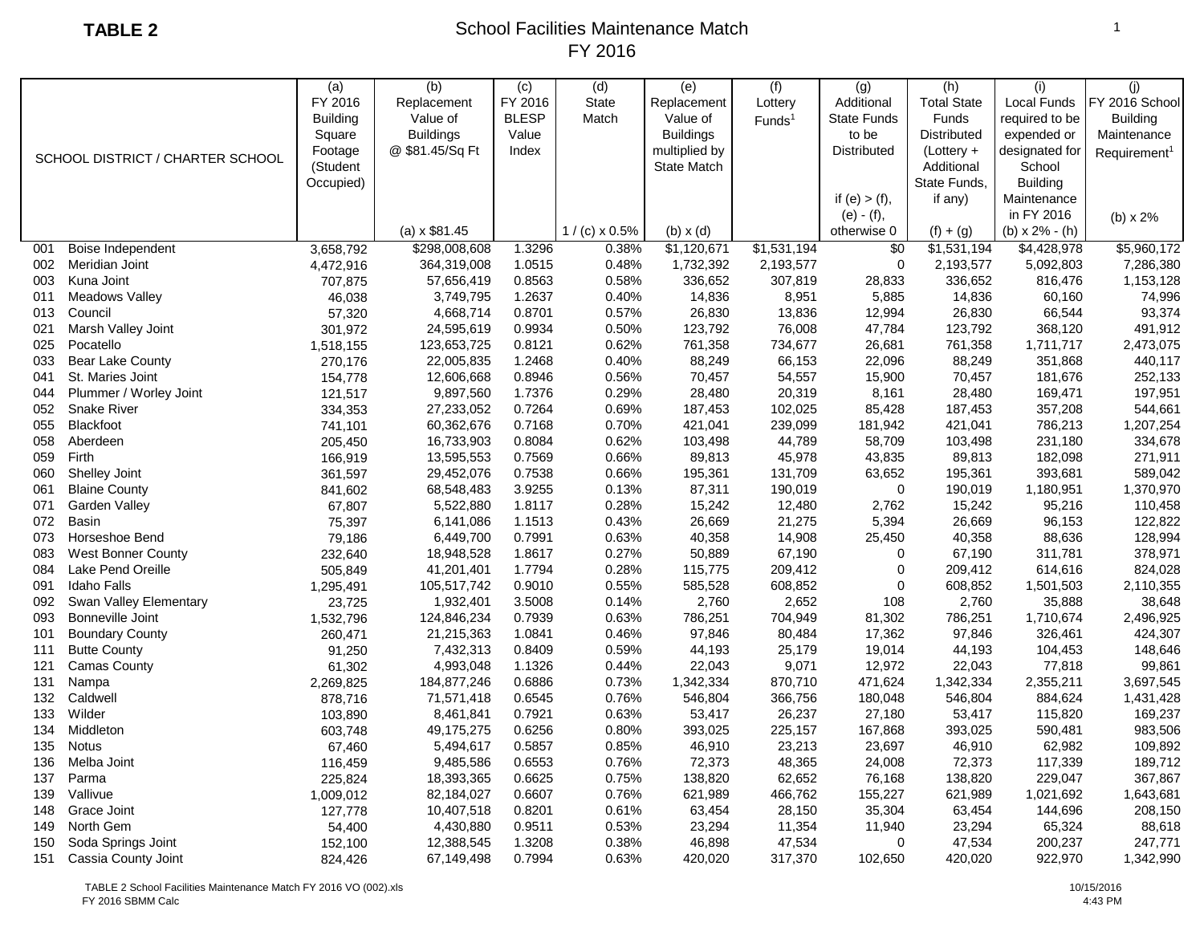**TABLE 2**

# School Facilities Maintenance Match
## FY 2016

| SCHOOL DISTRICT / CHARTER SCHOOL | | (a) FY 2016 Building Square Footage (Student Occupied) | (b) Replacement Value of Buildings @ $81.45/Sq Ft<br>(a) x $81.45 | (c) FY 2016 BLESP Value Index | (d) State Match<br>1 / (c) x 0.5% | (e) Replacement Value of Buildings multiplied by State Match<br>(b) x (d) | (f) Lottery Funds[1] | (g) Additional State Funds to be Distributed<br>if (e) > (f), (e) - (f), otherwise 0 | (h) Total State Funds Distributed (Lottery + Additional State Funds, if any)<br>(f) + (g) | (i) Local Funds required to be expended or designated for School Building Maintenance in FY 2016<br>(b) x 2% - (h) | (j) FY 2016 School Building Maintenance Requirement[1]<br>(b) x 2% |
|---|---|---|---|---|---|---|---|---|---|---|---|
| 001 | Boise Independent | 3,658,792 | $298,008,608 | 1.3296 | 0.38% | $1,120,671 | $1,531,194 | $0 | $1,531,194 | $4,428,978 | $5,960,172 |
| 002 | Meridian Joint | 4,472,916 | 364,319,008 | 1.0515 | 0.48% | 1,732,392 | 2,193,577 | 0 | 2,193,577 | 5,092,803 | 7,286,380 |
| 003 | Kuna Joint | 707,875 | 57,656,419 | 0.8563 | 0.58% | 336,652 | 307,819 | 28,833 | 336,652 | 816,476 | 1,153,128 |
| 011 | Meadows Valley | 46,038 | 3,749,795 | 1.2637 | 0.40% | 14,836 | 8,951 | 5,885 | 14,836 | 60,160 | 74,996 |
| 013 | Council | 57,320 | 4,668,714 | 0.8701 | 0.57% | 26,830 | 13,836 | 12,994 | 26,830 | 66,544 | 93,374 |
| 021 | Marsh Valley Joint | 301,972 | 24,595,619 | 0.9934 | 0.50% | 123,792 | 76,008 | 47,784 | 123,792 | 368,120 | 491,912 |
| 025 | Pocatello | 1,518,155 | 123,653,725 | 0.8121 | 0.62% | 761,358 | 734,677 | 26,681 | 761,358 | 1,711,717 | 2,473,075 |
| 033 | Bear Lake County | 270,176 | 22,005,835 | 1.2468 | 0.40% | 88,249 | 66,153 | 22,096 | 88,249 | 351,868 | 440,117 |
| 041 | St. Maries Joint | 154,778 | 12,606,668 | 0.8946 | 0.56% | 70,457 | 54,557 | 15,900 | 70,457 | 181,676 | 252,133 |
| 044 | Plummer / Worley Joint | 121,517 | 9,897,560 | 1.7376 | 0.29% | 28,480 | 20,319 | 8,161 | 28,480 | 169,471 | 197,951 |
| 052 | Snake River | 334,353 | 27,233,052 | 0.7264 | 0.69% | 187,453 | 102,025 | 85,428 | 187,453 | 357,208 | 544,661 |
| 055 | Blackfoot | 741,101 | 60,362,676 | 0.7168 | 0.70% | 421,041 | 239,099 | 181,942 | 421,041 | 786,213 | 1,207,254 |
| 058 | Aberdeen | 205,450 | 16,733,903 | 0.8084 | 0.62% | 103,498 | 44,789 | 58,709 | 103,498 | 231,180 | 334,678 |
| 059 | Firth | 166,919 | 13,595,553 | 0.7569 | 0.66% | 89,813 | 45,978 | 43,835 | 89,813 | 182,098 | 271,911 |
| 060 | Shelley Joint | 361,597 | 29,452,076 | 0.7538 | 0.66% | 195,361 | 131,709 | 63,652 | 195,361 | 393,681 | 589,042 |
| 061 | Blaine County | 841,602 | 68,548,483 | 3.9255 | 0.13% | 87,311 | 190,019 | 0 | 190,019 | 1,180,951 | 1,370,970 |
| 071 | Garden Valley | 67,807 | 5,522,880 | 1.8117 | 0.28% | 15,242 | 12,480 | 2,762 | 15,242 | 95,216 | 110,458 |
| 072 | Basin | 75,397 | 6,141,086 | 1.1513 | 0.43% | 26,669 | 21,275 | 5,394 | 26,669 | 96,153 | 122,822 |
| 073 | Horseshoe Bend | 79,186 | 6,449,700 | 0.7991 | 0.63% | 40,358 | 14,908 | 25,450 | 40,358 | 88,636 | 128,994 |
| 083 | West Bonner County | 232,640 | 18,948,528 | 1.8617 | 0.27% | 50,889 | 67,190 | 0 | 67,190 | 311,781 | 378,971 |
| 084 | Lake Pend Oreille | 505,849 | 41,201,401 | 1.7794 | 0.28% | 115,775 | 209,412 | 0 | 209,412 | 614,616 | 824,028 |
| 091 | Idaho Falls | 1,295,491 | 105,517,742 | 0.9010 | 0.55% | 585,528 | 608,852 | 0 | 608,852 | 1,501,503 | 2,110,355 |
| 092 | Swan Valley Elementary | 23,725 | 1,932,401 | 3.5008 | 0.14% | 2,760 | 2,652 | 108 | 2,760 | 35,888 | 38,648 |
| 093 | Bonneville Joint | 1,532,796 | 124,846,234 | 0.7939 | 0.63% | 786,251 | 704,949 | 81,302 | 786,251 | 1,710,674 | 2,496,925 |
| 101 | Boundary County | 260,471 | 21,215,363 | 1.0841 | 0.46% | 97,846 | 80,484 | 17,362 | 97,846 | 326,461 | 424,307 |
| 111 | Butte County | 91,250 | 7,432,313 | 0.8409 | 0.59% | 44,193 | 25,179 | 19,014 | 44,193 | 104,453 | 148,646 |
| 121 | Camas County | 61,302 | 4,993,048 | 1.1326 | 0.44% | 22,043 | 9,071 | 12,972 | 22,043 | 77,818 | 99,861 |
| 131 | Nampa | 2,269,825 | 184,877,246 | 0.6886 | 0.73% | 1,342,334 | 870,710 | 471,624 | 1,342,334 | 2,355,211 | 3,697,545 |
| 132 | Caldwell | 878,716 | 71,571,418 | 0.6545 | 0.76% | 546,804 | 366,756 | 180,048 | 546,804 | 884,624 | 1,431,428 |
| 133 | Wilder | 103,890 | 8,461,841 | 0.7921 | 0.63% | 53,417 | 26,237 | 27,180 | 53,417 | 115,820 | 169,237 |
| 134 | Middleton | 603,748 | 49,175,275 | 0.6256 | 0.80% | 393,025 | 225,157 | 167,868 | 393,025 | 590,481 | 983,506 |
| 135 | Notus | 67,460 | 5,494,617 | 0.5857 | 0.85% | 46,910 | 23,213 | 23,697 | 46,910 | 62,982 | 109,892 |
| 136 | Melba Joint | 116,459 | 9,485,586 | 0.6553 | 0.76% | 72,373 | 48,365 | 24,008 | 72,373 | 117,339 | 189,712 |
| 137 | Parma | 225,824 | 18,393,365 | 0.6625 | 0.75% | 138,820 | 62,652 | 76,168 | 138,820 | 229,047 | 367,867 |
| 139 | Vallivue | 1,009,012 | 82,184,027 | 0.6607 | 0.76% | 621,989 | 466,762 | 155,227 | 621,989 | 1,021,692 | 1,643,681 |
| 148 | Grace Joint | 127,778 | 10,407,518 | 0.8201 | 0.61% | 63,454 | 28,150 | 35,304 | 63,454 | 144,696 | 208,150 |
| 149 | North Gem | 54,400 | 4,430,880 | 0.9511 | 0.53% | 23,294 | 11,354 | 11,940 | 23,294 | 65,324 | 88,618 |
| 150 | Soda Springs Joint | 152,100 | 12,388,545 | 1.3208 | 0.38% | 46,898 | 47,534 | 0 | 47,534 | 200,237 | 247,771 |
| 151 | Cassia County Joint | 824,426 | 67,149,498 | 0.7994 | 0.63% | 420,020 | 317,370 | 102,650 | 420,020 | 922,970 | 1,342,990 |

TABLE 2 School Facilities Maintenance Match FY 2016 VO (002).xls
FY 2016 SBMM Calc

10/15/2016
4:43 PM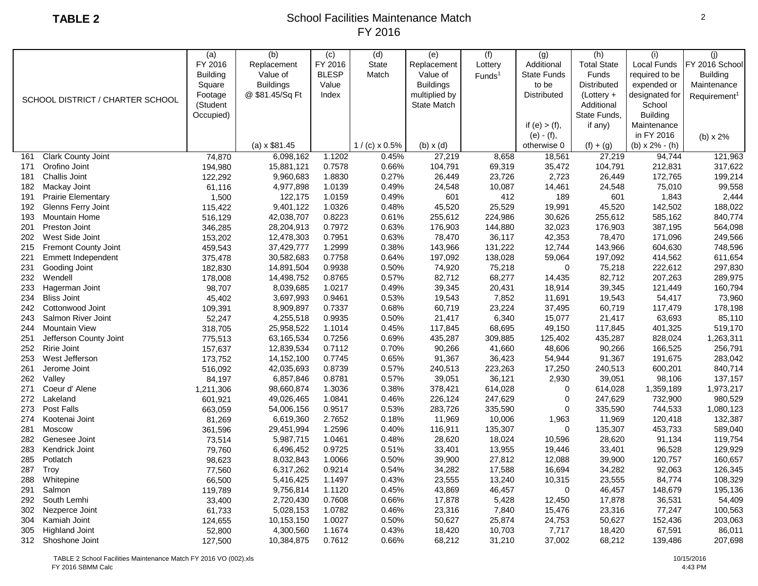**TABLE 2**

# School Facilities Maintenance Match
## FY 2016

| | SCHOOL DISTRICT / CHARTER SCHOOL | (a) FY 2016 Building Square Footage (Student Occupied) | (b) Replacement Value of Buildings @ $81.45/Sq Ft | (c) FY 2016 BLESP Value Index | (d) State Match | (e) Replacement Value of Buildings multiplied by State Match | (f) Lottery Funds[1] | (g) Additional State Funds to be Distributed | (h) Total State Funds Distributed (Lottery + Additional State Funds, if any) | (i) Local Funds required to be expended or designated for School Building Maintenance in FY 2016 | (j) FY 2016 School Building Maintenance Requirement[1] |
|---|---|---|---|---|---|---|---|---|---|---|---|
| | | | (a) x $81.45 | | 1 / (c) x 0.5% | (b) x (d) | | if (e) > (f), (e) - (f), otherwise 0 | (f) + (g) | (b) x 2% - (h) | (b) x 2% |
| 161 | Clark County Joint | 74,870 | 6,098,162 | 1.1202 | 0.45% | 27,219 | 8,658 | 18,561 | 27,219 | 94,744 | 121,963 |
| 171 | Orofino Joint | 194,980 | 15,881,121 | 0.7578 | 0.66% | 104,791 | 69,319 | 35,472 | 104,791 | 212,831 | 317,622 |
| 181 | Challis Joint | 122,292 | 9,960,683 | 1.8830 | 0.27% | 26,449 | 23,726 | 2,723 | 26,449 | 172,765 | 199,214 |
| 182 | Mackay Joint | 61,116 | 4,977,898 | 1.0139 | 0.49% | 24,548 | 10,087 | 14,461 | 24,548 | 75,010 | 99,558 |
| 191 | Prairie Elementary | 1,500 | 122,175 | 1.0159 | 0.49% | 601 | 412 | 189 | 601 | 1,843 | 2,444 |
| 192 | Glenns Ferry Joint | 115,422 | 9,401,122 | 1.0326 | 0.48% | 45,520 | 25,529 | 19,991 | 45,520 | 142,502 | 188,022 |
| 193 | Mountain Home | 516,129 | 42,038,707 | 0.8223 | 0.61% | 255,612 | 224,986 | 30,626 | 255,612 | 585,162 | 840,774 |
| 201 | Preston Joint | 346,285 | 28,204,913 | 0.7972 | 0.63% | 176,903 | 144,880 | 32,023 | 176,903 | 387,195 | 564,098 |
| 202 | West Side Joint | 153,202 | 12,478,303 | 0.7951 | 0.63% | 78,470 | 36,117 | 42,353 | 78,470 | 171,096 | 249,566 |
| 215 | Fremont County Joint | 459,543 | 37,429,777 | 1.2999 | 0.38% | 143,966 | 131,222 | 12,744 | 143,966 | 604,630 | 748,596 |
| 221 | Emmett Independent | 375,478 | 30,582,683 | 0.7758 | 0.64% | 197,092 | 138,028 | 59,064 | 197,092 | 414,562 | 611,654 |
| 231 | Gooding Joint | 182,830 | 14,891,504 | 0.9938 | 0.50% | 74,920 | 75,218 | 0 | 75,218 | 222,612 | 297,830 |
| 232 | Wendell | 178,008 | 14,498,752 | 0.8765 | 0.57% | 82,712 | 68,277 | 14,435 | 82,712 | 207,263 | 289,975 |
| 233 | Hagerman Joint | 98,707 | 8,039,685 | 1.0217 | 0.49% | 39,345 | 20,431 | 18,914 | 39,345 | 121,449 | 160,794 |
| 234 | Bliss Joint | 45,402 | 3,697,993 | 0.9461 | 0.53% | 19,543 | 7,852 | 11,691 | 19,543 | 54,417 | 73,960 |
| 242 | Cottonwood Joint | 109,391 | 8,909,897 | 0.7337 | 0.68% | 60,719 | 23,224 | 37,495 | 60,719 | 117,479 | 178,198 |
| 243 | Salmon River Joint | 52,247 | 4,255,518 | 0.9935 | 0.50% | 21,417 | 6,340 | 15,077 | 21,417 | 63,693 | 85,110 |
| 244 | Mountain View | 318,705 | 25,958,522 | 1.1014 | 0.45% | 117,845 | 68,695 | 49,150 | 117,845 | 401,325 | 519,170 |
| 251 | Jefferson County Joint | 775,513 | 63,165,534 | 0.7256 | 0.69% | 435,287 | 309,885 | 125,402 | 435,287 | 828,024 | 1,263,311 |
| 252 | Ririe Joint | 157,637 | 12,839,534 | 0.7112 | 0.70% | 90,266 | 41,660 | 48,606 | 90,266 | 166,525 | 256,791 |
| 253 | West Jefferson | 173,752 | 14,152,100 | 0.7745 | 0.65% | 91,367 | 36,423 | 54,944 | 91,367 | 191,675 | 283,042 |
| 261 | Jerome Joint | 516,092 | 42,035,693 | 0.8739 | 0.57% | 240,513 | 223,263 | 17,250 | 240,513 | 600,201 | 840,714 |
| 262 | Valley | 84,197 | 6,857,846 | 0.8781 | 0.57% | 39,051 | 36,121 | 2,930 | 39,051 | 98,106 | 137,157 |
| 271 | Coeur d' Alene | 1,211,306 | 98,660,874 | 1.3036 | 0.38% | 378,421 | 614,028 | 0 | 614,028 | 1,359,189 | 1,973,217 |
| 272 | Lakeland | 601,921 | 49,026,465 | 1.0841 | 0.46% | 226,124 | 247,629 | 0 | 247,629 | 732,900 | 980,529 |
| 273 | Post Falls | 663,059 | 54,006,156 | 0.9517 | 0.53% | 283,726 | 335,590 | 0 | 335,590 | 744,533 | 1,080,123 |
| 274 | Kootenai Joint | 81,269 | 6,619,360 | 2.7652 | 0.18% | 11,969 | 10,006 | 1,963 | 11,969 | 120,418 | 132,387 |
| 281 | Moscow | 361,596 | 29,451,994 | 1.2596 | 0.40% | 116,911 | 135,307 | 0 | 135,307 | 453,733 | 589,040 |
| 282 | Genesee Joint | 73,514 | 5,987,715 | 1.0461 | 0.48% | 28,620 | 18,024 | 10,596 | 28,620 | 91,134 | 119,754 |
| 283 | Kendrick Joint | 79,760 | 6,496,452 | 0.9725 | 0.51% | 33,401 | 13,955 | 19,446 | 33,401 | 96,528 | 129,929 |
| 285 | Potlatch | 98,623 | 8,032,843 | 1.0066 | 0.50% | 39,900 | 27,812 | 12,088 | 39,900 | 120,757 | 160,657 |
| 287 | Troy | 77,560 | 6,317,262 | 0.9214 | 0.54% | 34,282 | 17,588 | 16,694 | 34,282 | 92,063 | 126,345 |
| 288 | Whitepine | 66,500 | 5,416,425 | 1.1497 | 0.43% | 23,555 | 13,240 | 10,315 | 23,555 | 84,774 | 108,329 |
| 291 | Salmon | 119,789 | 9,756,814 | 1.1120 | 0.45% | 43,869 | 46,457 | 0 | 46,457 | 148,679 | 195,136 |
| 292 | South Lemhi | 33,400 | 2,720,430 | 0.7608 | 0.66% | 17,878 | 5,428 | 12,450 | 17,878 | 36,531 | 54,409 |
| 302 | Nezperce Joint | 61,733 | 5,028,153 | 1.0782 | 0.46% | 23,316 | 7,840 | 15,476 | 23,316 | 77,247 | 100,563 |
| 304 | Kamiah Joint | 124,655 | 10,153,150 | 1.0027 | 0.50% | 50,627 | 25,874 | 24,753 | 50,627 | 152,436 | 203,063 |
| 305 | Highland Joint | 52,800 | 4,300,560 | 1.1674 | 0.43% | 18,420 | 10,703 | 7,717 | 18,420 | 67,591 | 86,011 |
| 312 | Shoshone Joint | 127,500 | 10,384,875 | 0.7612 | 0.66% | 68,212 | 31,210 | 37,002 | 68,212 | 139,486 | 207,698 |

TABLE 2 School Facilities Maintenance Match FY 2016 VO (002).xls
FY 2016 SBMM Calc

10/15/2016
4:43 PM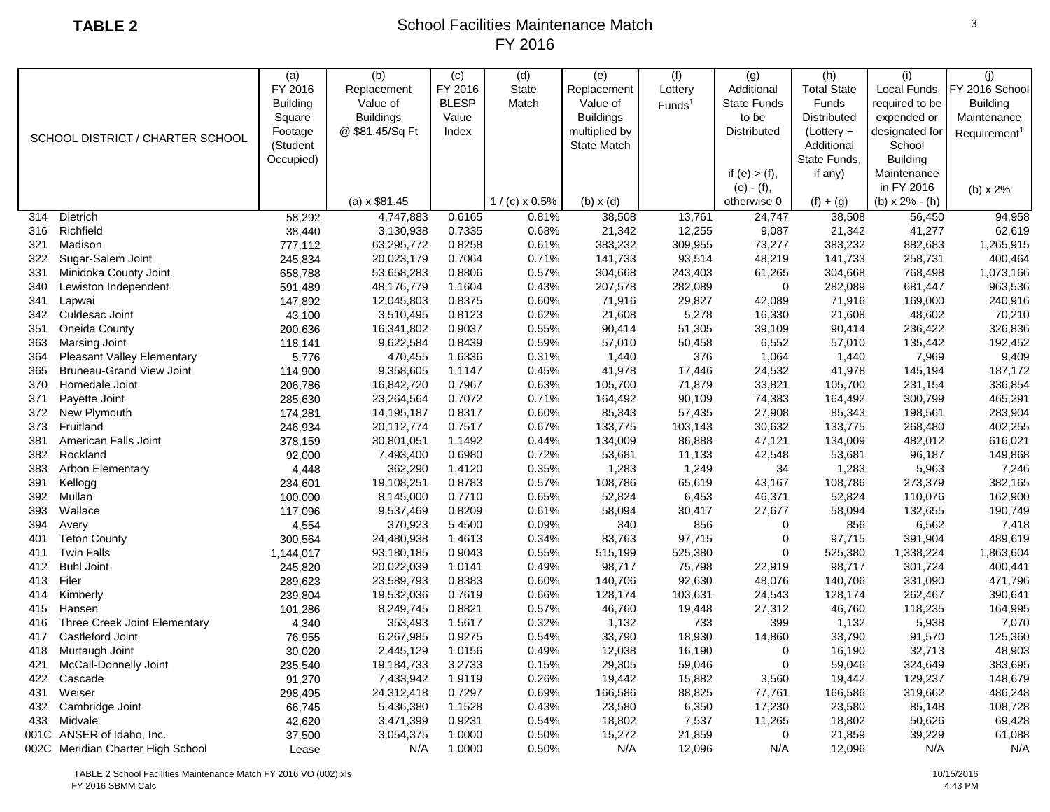**TABLE 2**

# School Facilities Maintenance Match
## FY 2016

| SCHOOL DISTRICT / CHARTER SCHOOL | | (a) FY 2016 Building Square Footage (Student Occupied) | (b) Replacement Value of Buildings @ $81.45/Sq Ft | (c) FY 2016 BLESP Value Index | (d) State Match | (e) Replacement Value of Buildings multiplied by State Match | (f) Lottery Funds[1] | (g) Additional State Funds to be Distributed | (h) Total State Funds Distributed (Lottery + Additional State Funds, if any) | (i) Local Funds required to be expended or designated for School Building Maintenance in FY 2016 | (j) FY 2016 School Building Maintenance Requirement[1] |
|---|---|---|---|---|---|---|---|---|---|---|---|
| | | | (a) x $81.45 | | 1 / (c) x 0.5% | (b) x (d) | | if (e) > (f), (e) - (f), otherwise 0 | (f) + (g) | (b) x 2% - (h) | (b) x 2% |
| 314 | Dietrich | 58,292 | 4,747,883 | 0.6165 | 0.81% | 38,508 | 13,761 | 24,747 | 38,508 | 56,450 | 94,958 |
| 316 | Richfield | 38,440 | 3,130,938 | 0.7335 | 0.68% | 21,342 | 12,255 | 9,087 | 21,342 | 41,277 | 62,619 |
| 321 | Madison | 777,112 | 63,295,772 | 0.8258 | 0.61% | 383,232 | 309,955 | 73,277 | 383,232 | 882,683 | 1,265,915 |
| 322 | Sugar-Salem Joint | 245,834 | 20,023,179 | 0.7064 | 0.71% | 141,733 | 93,514 | 48,219 | 141,733 | 258,731 | 400,464 |
| 331 | Minidoka County Joint | 658,788 | 53,658,283 | 0.8806 | 0.57% | 304,668 | 243,403 | 61,265 | 304,668 | 768,498 | 1,073,166 |
| 340 | Lewiston Independent | 591,489 | 48,176,779 | 1.1604 | 0.43% | 207,578 | 282,089 | 0 | 282,089 | 681,447 | 963,536 |
| 341 | Lapwai | 147,892 | 12,045,803 | 0.8375 | 0.60% | 71,916 | 29,827 | 42,089 | 71,916 | 169,000 | 240,916 |
| 342 | Culdesac Joint | 43,100 | 3,510,495 | 0.8123 | 0.62% | 21,608 | 5,278 | 16,330 | 21,608 | 48,602 | 70,210 |
| 351 | Oneida County | 200,636 | 16,341,802 | 0.9037 | 0.55% | 90,414 | 51,305 | 39,109 | 90,414 | 236,422 | 326,836 |
| 363 | Marsing Joint | 118,141 | 9,622,584 | 0.8439 | 0.59% | 57,010 | 50,458 | 6,552 | 57,010 | 135,442 | 192,452 |
| 364 | Pleasant Valley Elementary | 5,776 | 470,455 | 1.6336 | 0.31% | 1,440 | 376 | 1,064 | 1,440 | 7,969 | 9,409 |
| 365 | Bruneau-Grand View Joint | 114,900 | 9,358,605 | 1.1147 | 0.45% | 41,978 | 17,446 | 24,532 | 41,978 | 145,194 | 187,172 |
| 370 | Homedale Joint | 206,786 | 16,842,720 | 0.7967 | 0.63% | 105,700 | 71,879 | 33,821 | 105,700 | 231,154 | 336,854 |
| 371 | Payette Joint | 285,630 | 23,264,564 | 0.7072 | 0.71% | 164,492 | 90,109 | 74,383 | 164,492 | 300,799 | 465,291 |
| 372 | New Plymouth | 174,281 | 14,195,187 | 0.8317 | 0.60% | 85,343 | 57,435 | 27,908 | 85,343 | 198,561 | 283,904 |
| 373 | Fruitland | 246,934 | 20,112,774 | 0.7517 | 0.67% | 133,775 | 103,143 | 30,632 | 133,775 | 268,480 | 402,255 |
| 381 | American Falls Joint | 378,159 | 30,801,051 | 1.1492 | 0.44% | 134,009 | 86,888 | 47,121 | 134,009 | 482,012 | 616,021 |
| 382 | Rockland | 92,000 | 7,493,400 | 0.6980 | 0.72% | 53,681 | 11,133 | 42,548 | 53,681 | 96,187 | 149,868 |
| 383 | Arbon Elementary | 4,448 | 362,290 | 1.4120 | 0.35% | 1,283 | 1,249 | 34 | 1,283 | 5,963 | 7,246 |
| 391 | Kellogg | 234,601 | 19,108,251 | 0.8783 | 0.57% | 108,786 | 65,619 | 43,167 | 108,786 | 273,379 | 382,165 |
| 392 | Mullan | 100,000 | 8,145,000 | 0.7710 | 0.65% | 52,824 | 6,453 | 46,371 | 52,824 | 110,076 | 162,900 |
| 393 | Wallace | 117,096 | 9,537,469 | 0.8209 | 0.61% | 58,094 | 30,417 | 27,677 | 58,094 | 132,655 | 190,749 |
| 394 | Avery | 4,554 | 370,923 | 5.4500 | 0.09% | 340 | 856 | 0 | 856 | 6,562 | 7,418 |
| 401 | Teton County | 300,564 | 24,480,938 | 1.4613 | 0.34% | 83,763 | 97,715 | 0 | 97,715 | 391,904 | 489,619 |
| 411 | Twin Falls | 1,144,017 | 93,180,185 | 0.9043 | 0.55% | 515,199 | 525,380 | 0 | 525,380 | 1,338,224 | 1,863,604 |
| 412 | Buhl Joint | 245,820 | 20,022,039 | 1.0141 | 0.49% | 98,717 | 75,798 | 22,919 | 98,717 | 301,724 | 400,441 |
| 413 | Filer | 289,623 | 23,589,793 | 0.8383 | 0.60% | 140,706 | 92,630 | 48,076 | 140,706 | 331,090 | 471,796 |
| 414 | Kimberly | 239,804 | 19,532,036 | 0.7619 | 0.66% | 128,174 | 103,631 | 24,543 | 128,174 | 262,467 | 390,641 |
| 415 | Hansen | 101,286 | 8,249,745 | 0.8821 | 0.57% | 46,760 | 19,448 | 27,312 | 46,760 | 118,235 | 164,995 |
| 416 | Three Creek Joint Elementary | 4,340 | 353,493 | 1.5617 | 0.32% | 1,132 | 733 | 399 | 1,132 | 5,938 | 7,070 |
| 417 | Castleford Joint | 76,955 | 6,267,985 | 0.9275 | 0.54% | 33,790 | 18,930 | 14,860 | 33,790 | 91,570 | 125,360 |
| 418 | Murtaugh Joint | 30,020 | 2,445,129 | 1.0156 | 0.49% | 12,038 | 16,190 | 0 | 16,190 | 32,713 | 48,903 |
| 421 | McCall-Donnelly Joint | 235,540 | 19,184,733 | 3.2733 | 0.15% | 29,305 | 59,046 | 0 | 59,046 | 324,649 | 383,695 |
| 422 | Cascade | 91,270 | 7,433,942 | 1.9119 | 0.26% | 19,442 | 15,882 | 3,560 | 19,442 | 129,237 | 148,679 |
| 431 | Weiser | 298,495 | 24,312,418 | 0.7297 | 0.69% | 166,586 | 88,825 | 77,761 | 166,586 | 319,662 | 486,248 |
| 432 | Cambridge Joint | 66,745 | 5,436,380 | 1.1528 | 0.43% | 23,580 | 6,350 | 17,230 | 23,580 | 85,148 | 108,728 |
| 433 | Midvale | 42,620 | 3,471,399 | 0.9231 | 0.54% | 18,802 | 7,537 | 11,265 | 18,802 | 50,626 | 69,428 |
| 001C | ANSER of Idaho, Inc. | 37,500 | 3,054,375 | 1.0000 | 0.50% | 15,272 | 21,859 | 0 | 21,859 | 39,229 | 61,088 |
| 002C | Meridian Charter High School | Lease | N/A | 1.0000 | 0.50% | N/A | 12,096 | N/A | 12,096 | N/A | N/A |

TABLE 2 School Facilities Maintenance Match FY 2016 VO (002).xls
FY 2016 SBMM Calc

10/15/2016
4:43 PM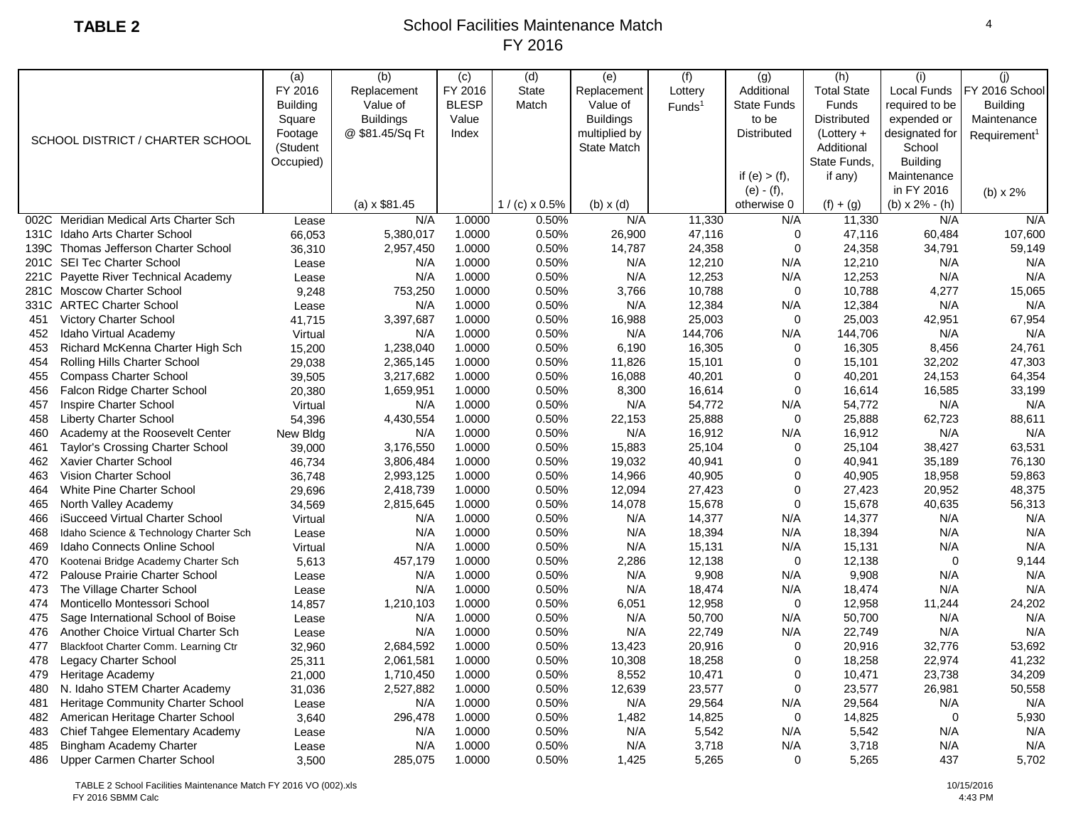**TABLE 2**

# School Facilities Maintenance Match
## FY 2016

| SCHOOL DISTRICT / CHARTER SCHOOL | | (a) FY 2016 Building Square Footage (Student Occupied) | (b) Replacement Value of Buildings @ $81.45/Sq Ft | (c) FY 2016 BLESP Value Index | (d) State Match | (e) Replacement Value of Buildings multiplied by State Match | (f) Lottery Funds[1] | (g) Additional State Funds to be Distributed | (h) Total State Funds Distributed (Lottery + Additional State Funds, if any) | (i) Local Funds required to be expended or designated for School Building Maintenance in FY 2016 | (j) FY 2016 School Building Maintenance Requirement[1] |
|---|---|---|---|---|---|---|---|---|---|---|---|
| | | | (a) x $81.45 | | 1 / (c) x 0.5% | (b) x (d) | | if (e) > (f), (e) - (f), otherwise 0 | (f) + (g) | (b) x 2% - (h) | (b) x 2% |
| 002C | Meridian Medical Arts Charter Sch | Lease | N/A | 1.0000 | 0.50% | N/A | 11,330 | N/A | 11,330 | N/A | N/A |
| 131C | Idaho Arts Charter School | 66,053 | 5,380,017 | 1.0000 | 0.50% | 26,900 | 47,116 | 0 | 47,116 | 60,484 | 107,600 |
| 139C | Thomas Jefferson Charter School | 36,310 | 2,957,450 | 1.0000 | 0.50% | 14,787 | 24,358 | 0 | 24,358 | 34,791 | 59,149 |
| 201C | SEI Tec Charter School | Lease | N/A | 1.0000 | 0.50% | N/A | 12,210 | N/A | 12,210 | N/A | N/A |
| 221C | Payette River Technical Academy | Lease | N/A | 1.0000 | 0.50% | N/A | 12,253 | N/A | 12,253 | N/A | N/A |
| 281C | Moscow Charter School | 9,248 | 753,250 | 1.0000 | 0.50% | 3,766 | 10,788 | 0 | 10,788 | 4,277 | 15,065 |
| 331C | ARTEC Charter School | Lease | N/A | 1.0000 | 0.50% | N/A | 12,384 | N/A | 12,384 | N/A | N/A |
| 451 | Victory Charter School | 41,715 | 3,397,687 | 1.0000 | 0.50% | 16,988 | 25,003 | 0 | 25,003 | 42,951 | 67,954 |
| 452 | Idaho Virtual Academy | Virtual | N/A | 1.0000 | 0.50% | N/A | 144,706 | N/A | 144,706 | N/A | N/A |
| 453 | Richard McKenna Charter High Sch | 15,200 | 1,238,040 | 1.0000 | 0.50% | 6,190 | 16,305 | 0 | 16,305 | 8,456 | 24,761 |
| 454 | Rolling Hills Charter School | 29,038 | 2,365,145 | 1.0000 | 0.50% | 11,826 | 15,101 | 0 | 15,101 | 32,202 | 47,303 |
| 455 | Compass Charter School | 39,505 | 3,217,682 | 1.0000 | 0.50% | 16,088 | 40,201 | 0 | 40,201 | 24,153 | 64,354 |
| 456 | Falcon Ridge Charter School | 20,380 | 1,659,951 | 1.0000 | 0.50% | 8,300 | 16,614 | 0 | 16,614 | 16,585 | 33,199 |
| 457 | Inspire Charter School | Virtual | N/A | 1.0000 | 0.50% | N/A | 54,772 | N/A | 54,772 | N/A | N/A |
| 458 | Liberty Charter School | 54,396 | 4,430,554 | 1.0000 | 0.50% | 22,153 | 25,888 | 0 | 25,888 | 62,723 | 88,611 |
| 460 | Academy at the Roosevelt Center | New Bldg | N/A | 1.0000 | 0.50% | N/A | 16,912 | N/A | 16,912 | N/A | N/A |
| 461 | Taylor's Crossing Charter School | 39,000 | 3,176,550 | 1.0000 | 0.50% | 15,883 | 25,104 | 0 | 25,104 | 38,427 | 63,531 |
| 462 | Xavier Charter School | 46,734 | 3,806,484 | 1.0000 | 0.50% | 19,032 | 40,941 | 0 | 40,941 | 35,189 | 76,130 |
| 463 | Vision Charter School | 36,748 | 2,993,125 | 1.0000 | 0.50% | 14,966 | 40,905 | 0 | 40,905 | 18,958 | 59,863 |
| 464 | White Pine Charter School | 29,696 | 2,418,739 | 1.0000 | 0.50% | 12,094 | 27,423 | 0 | 27,423 | 20,952 | 48,375 |
| 465 | North Valley Academy | 34,569 | 2,815,645 | 1.0000 | 0.50% | 14,078 | 15,678 | 0 | 15,678 | 40,635 | 56,313 |
| 466 | iSucceed Virtual Charter School | Virtual | N/A | 1.0000 | 0.50% | N/A | 14,377 | N/A | 14,377 | N/A | N/A |
| 468 | Idaho Science & Technology Charter Sch | Lease | N/A | 1.0000 | 0.50% | N/A | 18,394 | N/A | 18,394 | N/A | N/A |
| 469 | Idaho Connects Online School | Virtual | N/A | 1.0000 | 0.50% | N/A | 15,131 | N/A | 15,131 | N/A | N/A |
| 470 | Kootenai Bridge Academy Charter Sch | 5,613 | 457,179 | 1.0000 | 0.50% | 2,286 | 12,138 | 0 | 12,138 | 0 | 9,144 |
| 472 | Palouse Prairie Charter School | Lease | N/A | 1.0000 | 0.50% | N/A | 9,908 | N/A | 9,908 | N/A | N/A |
| 473 | The Village Charter School | Lease | N/A | 1.0000 | 0.50% | N/A | 18,474 | N/A | 18,474 | N/A | N/A |
| 474 | Monticello Montessori School | 14,857 | 1,210,103 | 1.0000 | 0.50% | 6,051 | 12,958 | 0 | 12,958 | 11,244 | 24,202 |
| 475 | Sage International School of Boise | Lease | N/A | 1.0000 | 0.50% | N/A | 50,700 | N/A | 50,700 | N/A | N/A |
| 476 | Another Choice Virtual Charter Sch | Lease | N/A | 1.0000 | 0.50% | N/A | 22,749 | N/A | 22,749 | N/A | N/A |
| 477 | Blackfoot Charter Comm. Learning Ctr | 32,960 | 2,684,592 | 1.0000 | 0.50% | 13,423 | 20,916 | 0 | 20,916 | 32,776 | 53,692 |
| 478 | Legacy Charter School | 25,311 | 2,061,581 | 1.0000 | 0.50% | 10,308 | 18,258 | 0 | 18,258 | 22,974 | 41,232 |
| 479 | Heritage Academy | 21,000 | 1,710,450 | 1.0000 | 0.50% | 8,552 | 10,471 | 0 | 10,471 | 23,738 | 34,209 |
| 480 | N. Idaho STEM Charter Academy | 31,036 | 2,527,882 | 1.0000 | 0.50% | 12,639 | 23,577 | 0 | 23,577 | 26,981 | 50,558 |
| 481 | Heritage Community Charter School | Lease | N/A | 1.0000 | 0.50% | N/A | 29,564 | N/A | 29,564 | N/A | N/A |
| 482 | American Heritage Charter School | 3,640 | 296,478 | 1.0000 | 0.50% | 1,482 | 14,825 | 0 | 14,825 | 0 | 5,930 |
| 483 | Chief Tahgee Elementary Academy | Lease | N/A | 1.0000 | 0.50% | N/A | 5,542 | N/A | 5,542 | N/A | N/A |
| 485 | Bingham Academy Charter | Lease | N/A | 1.0000 | 0.50% | N/A | 3,718 | N/A | 3,718 | N/A | N/A |
| 486 | Upper Carmen Charter School | 3,500 | 285,075 | 1.0000 | 0.50% | 1,425 | 5,265 | 0 | 5,265 | 437 | 5,702 |

TABLE 2 School Facilities Maintenance Match FY 2016 VO (002).xls
FY 2016 SBMM Calc

10/15/2016
4:43 PM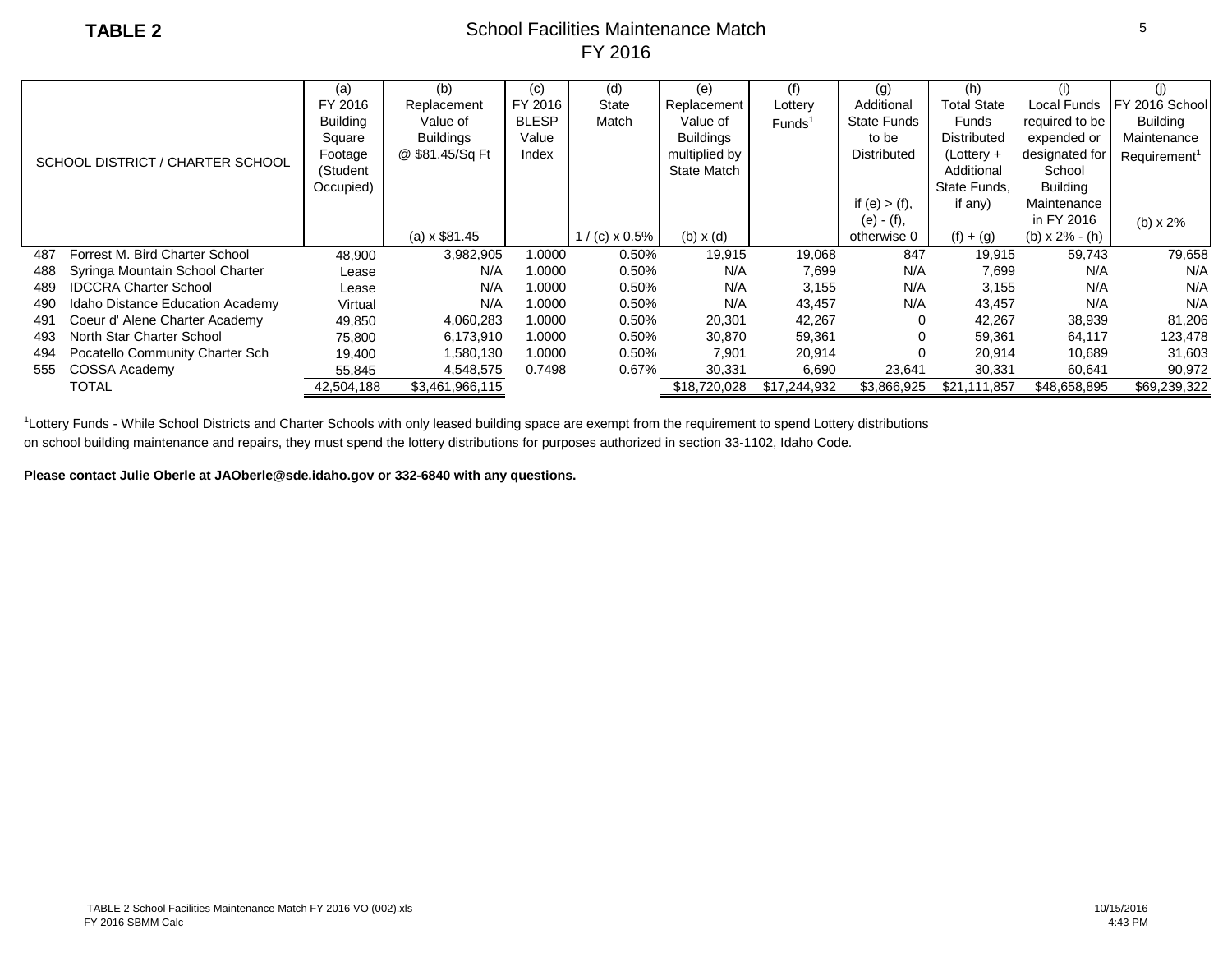**TABLE 2**

# School Facilities Maintenance Match
## FY 2016

| SCHOOL DISTRICT / CHARTER SCHOOL | | (a) FY 2016 Building Square Footage (Student Occupied) | (b) Replacement Value of Buildings @ $81.45/Sq Ft<br>(a) x $81.45 | (c) FY 2016 BLESP Value Index | (d) State Match<br>1 / (c) x 0.5% | (e) Replacement Value of Buildings multiplied by State Match<br>(b) x (d) | (f) Lottery Funds[1] | (g) Additional State Funds to be Distributed<br>if (e) > (f), (e) - (f), otherwise 0 | (h) Total State Funds Distributed (Lottery + Additional State Funds, if any)<br>(f) + (g) | (i) Local Funds required to be expended or designated for School Building Maintenance in FY 2016<br>(b) x 2% - (h) | (j) FY 2016 School Building Maintenance Requirement[1]<br>(b) x 2% |
|---|---|---|---|---|---|---|---|---|---|---|---|
| 487 | Forrest M. Bird Charter School | 48,900 | 3,982,905 | 1.0000 | 0.50% | 19,915 | 19,068 | 847 | 19,915 | 59,743 | 79,658 |
| 488 | Syringa Mountain School Charter | Lease | N/A | 1.0000 | 0.50% | N/A | 7,699 | N/A | 7,699 | N/A | N/A |
| 489 | IDCCRA Charter School | Lease | N/A | 1.0000 | 0.50% | N/A | 3,155 | N/A | 3,155 | N/A | N/A |
| 490 | Idaho Distance Education Academy | Virtual | N/A | 1.0000 | 0.50% | N/A | 43,457 | N/A | 43,457 | N/A | N/A |
| 491 | Coeur d' Alene Charter Academy | 49,850 | 4,060,283 | 1.0000 | 0.50% | 20,301 | 42,267 | 0 | 42,267 | 38,939 | 81,206 |
| 493 | North Star Charter School | 75,800 | 6,173,910 | 1.0000 | 0.50% | 30,870 | 59,361 | 0 | 59,361 | 64,117 | 123,478 |
| 494 | Pocatello Community Charter Sch | 19,400 | 1,580,130 | 1.0000 | 0.50% | 7,901 | 20,914 | 0 | 20,914 | 10,689 | 31,603 |
| 555 | COSSA Academy | 55,845 | 4,548,575 | 0.7498 | 0.67% | 30,331 | 6,690 | 23,641 | 30,331 | 60,641 | 90,972 |
| | TOTAL | 42,504,188 | $3,461,966,115 | | | $18,720,028 | $17,244,932 | $3,866,925 | $21,111,857 | $48,658,895 | $69,239,322 |

[1]Lottery Funds - While School Districts and Charter Schools with only leased building space are exempt from the requirement to spend Lottery distributions on school building maintenance and repairs, they must spend the lottery distributions for purposes authorized in section 33-1102, Idaho Code.

**Please contact Julie Oberle at JAOberle@sde.idaho.gov or 332-6840 with any questions.**